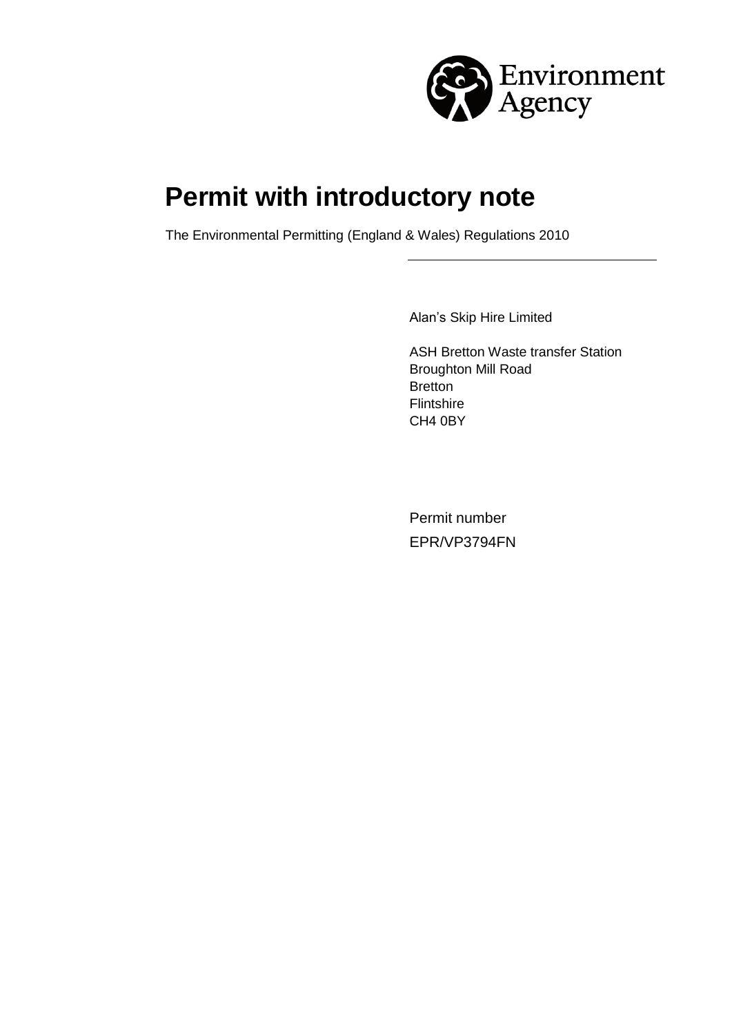# Permit with introductory note

The Environmental Permitting (England & Wales) Regulations 2010

Alan's Skip Hire Limited

ASH Bretton Waste transfer Station
Broughton Mill Road
Bretton
Flintshire
CH4 0BY

Permit number
EPR/VP3794FN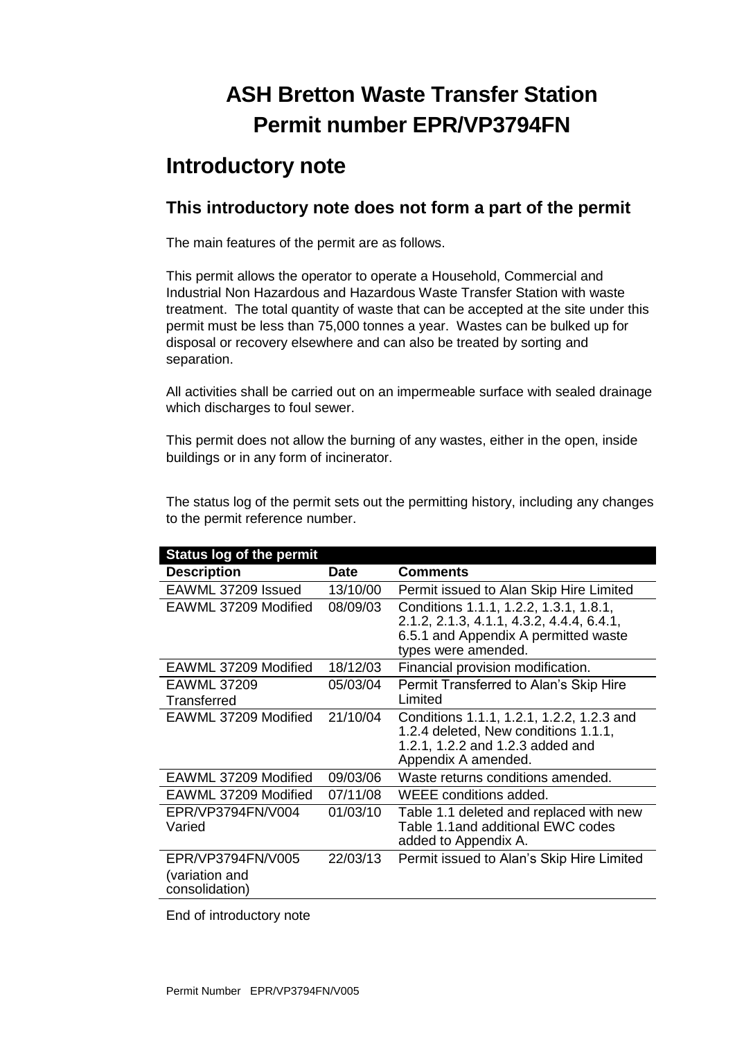# ASH Bretton Waste Transfer Station
# Permit number EPR/VP3794FN

## Introductory note

### This introductory note does not form a part of the permit

The main features of the permit are as follows.

This permit allows the operator to operate a Household, Commercial and Industrial Non Hazardous and Hazardous Waste Transfer Station with waste treatment. The total quantity of waste that can be accepted at the site under this permit must be less than 75,000 tonnes a year. Wastes can be bulked up for disposal or recovery elsewhere and can also be treated by sorting and separation.

All activities shall be carried out on an impermeable surface with sealed drainage which discharges to foul sewer.

This permit does not allow the burning of any wastes, either in the open, inside buildings or in any form of incinerator.

The status log of the permit sets out the permitting history, including any changes to the permit reference number.

| Status log of the permit | | |
|---|---|---|
| **Description** | **Date** | **Comments** |
| EAWML 37209 Issued | 13/10/00 | Permit issued to Alan Skip Hire Limited |
| EAWML 37209 Modified | 08/09/03 | Conditions 1.1.1, 1.2.2, 1.3.1, 1.8.1, 2.1.2, 2.1.3, 4.1.1, 4.3.2, 4.4.4, 6.4.1, 6.5.1 and Appendix A permitted waste types were amended. |
| EAWML 37209 Modified | 18/12/03 | Financial provision modification. |
| EAWML 37209 Transferred | 05/03/04 | Permit Transferred to Alan's Skip Hire Limited |
| EAWML 37209 Modified | 21/10/04 | Conditions 1.1.1, 1.2.1, 1.2.2, 1.2.3 and 1.2.4 deleted, New conditions 1.1.1, 1.2.1, 1.2.2 and 1.2.3 added and Appendix A amended. |
| EAWML 37209 Modified | 09/03/06 | Waste returns conditions amended. |
| EAWML 37209 Modified | 07/11/08 | WEEE conditions added. |
| EPR/VP3794FN/V004 Varied | 01/03/10 | Table 1.1 deleted and replaced with new Table 1.1and additional EWC codes added to Appendix A. |
| EPR/VP3794FN/V005 (variation and consolidation) | 22/03/13 | Permit issued to Alan's Skip Hire Limited |

End of introductory note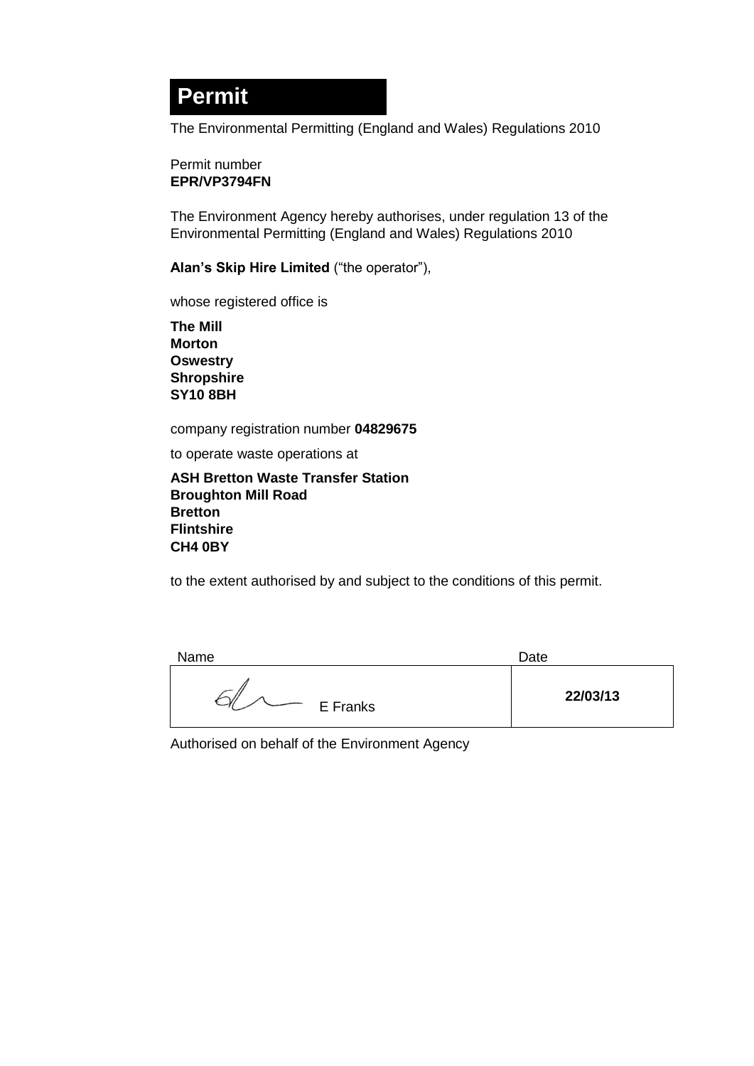# Permit

The Environmental Permitting (England and Wales) Regulations 2010

Permit number
**EPR/VP3794FN**

The Environment Agency hereby authorises, under regulation 13 of the Environmental Permitting (England and Wales) Regulations 2010

**Alan's Skip Hire Limited** ("the operator"),

whose registered office is

**The Mill**
**Morton**
**Oswestry**
**Shropshire**
**SY10 8BH**

company registration number **04829675**

to operate waste operations at

**ASH Bretton Waste Transfer Station**
**Broughton Mill Road**
**Bretton**
**Flintshire**
**CH4 0BY**

to the extent authorised by and subject to the conditions of this permit.

| Name | Date |
| --- | --- |
| E Franks | **22/03/13** |

Authorised on behalf of the Environment Agency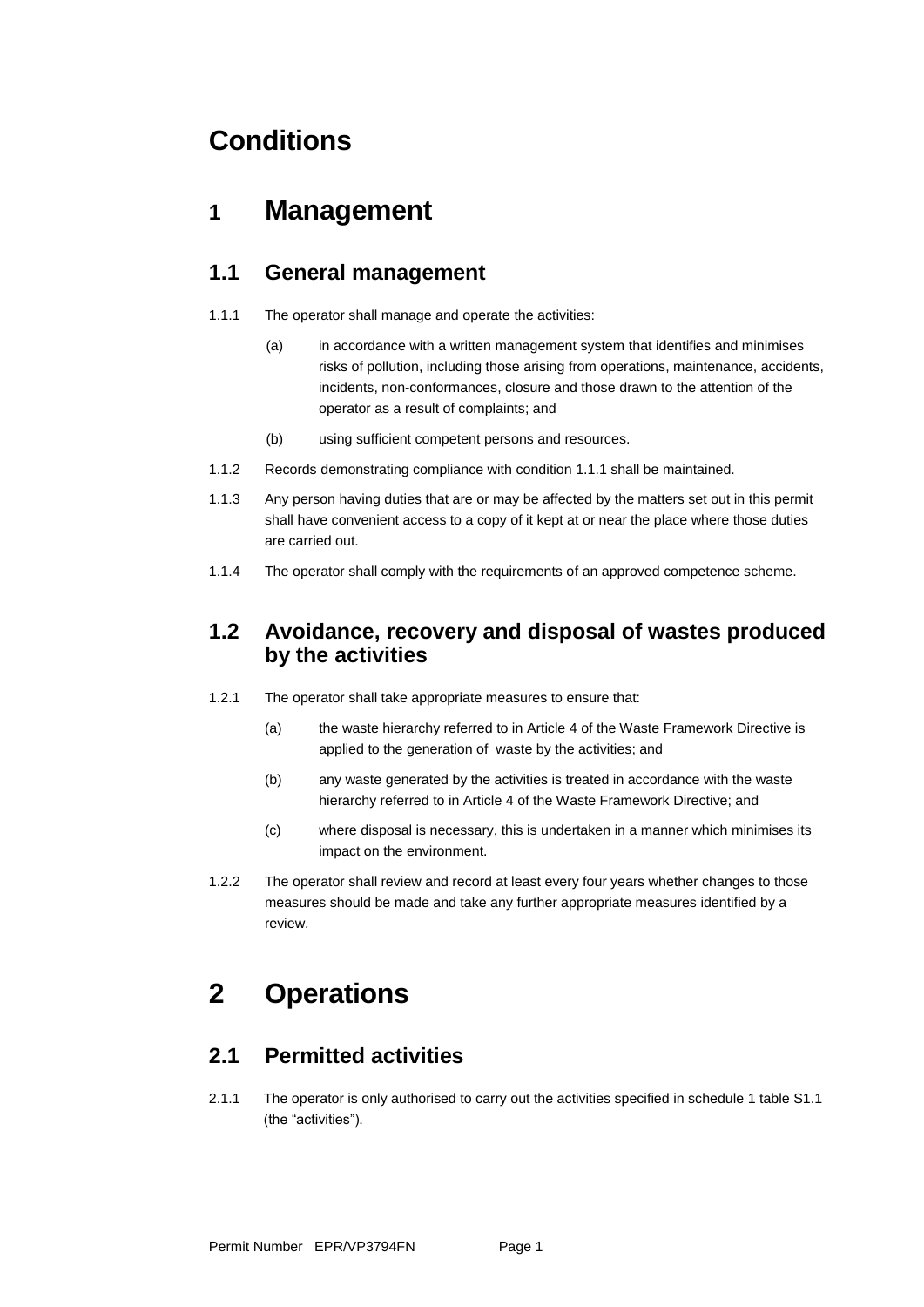# Conditions

## 1 Management

### 1.1 General management

1.1.1 The operator shall manage and operate the activities:

(a) in accordance with a written management system that identifies and minimises risks of pollution, including those arising from operations, maintenance, accidents, incidents, non-conformances, closure and those drawn to the attention of the operator as a result of complaints; and

(b) using sufficient competent persons and resources.

1.1.2 Records demonstrating compliance with condition 1.1.1 shall be maintained.

1.1.3 Any person having duties that are or may be affected by the matters set out in this permit shall have convenient access to a copy of it kept at or near the place where those duties are carried out.

1.1.4 The operator shall comply with the requirements of an approved competence scheme.

### 1.2 Avoidance, recovery and disposal of wastes produced by the activities

1.2.1 The operator shall take appropriate measures to ensure that:

(a) the waste hierarchy referred to in Article 4 of the Waste Framework Directive is applied to the generation of waste by the activities; and

(b) any waste generated by the activities is treated in accordance with the waste hierarchy referred to in Article 4 of the Waste Framework Directive; and

(c) where disposal is necessary, this is undertaken in a manner which minimises its impact on the environment.

1.2.2 The operator shall review and record at least every four years whether changes to those measures should be made and take any further appropriate measures identified by a review.

## 2 Operations

### 2.1 Permitted activities

2.1.1 The operator is only authorised to carry out the activities specified in schedule 1 table S1.1 (the “activities”).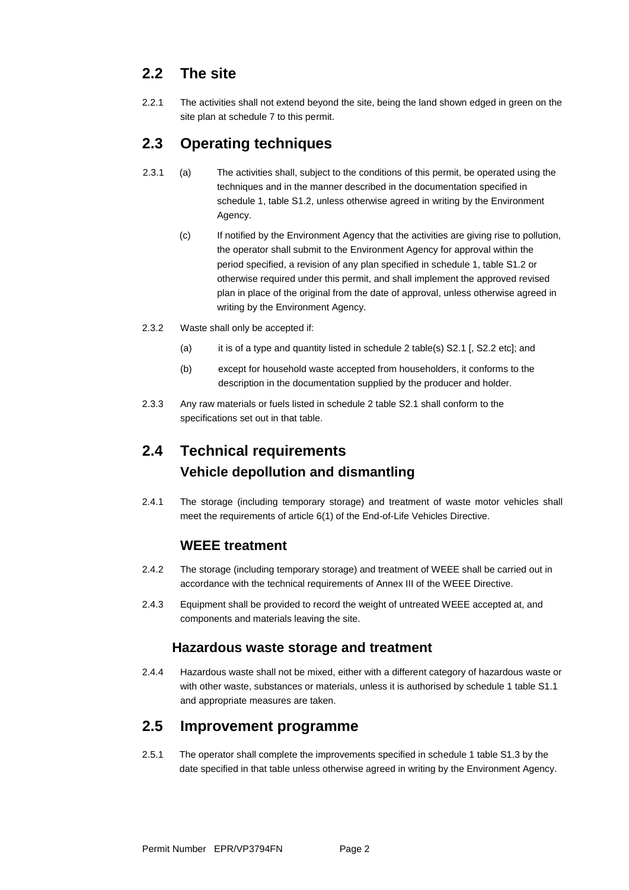## 2.2 The site

2.2.1 The activities shall not extend beyond the site, being the land shown edged in green on the site plan at schedule 7 to this permit.

## 2.3 Operating techniques

2.3.1 (a) The activities shall, subject to the conditions of this permit, be operated using the techniques and in the manner described in the documentation specified in schedule 1, table S1.2, unless otherwise agreed in writing by the Environment Agency.

(c) If notified by the Environment Agency that the activities are giving rise to pollution, the operator shall submit to the Environment Agency for approval within the period specified, a revision of any plan specified in schedule 1, table S1.2 or otherwise required under this permit, and shall implement the approved revised plan in place of the original from the date of approval, unless otherwise agreed in writing by the Environment Agency.

2.3.2 Waste shall only be accepted if:

(a) it is of a type and quantity listed in schedule 2 table(s) S2.1 [, S2.2 etc]; and

(b) except for household waste accepted from householders, it conforms to the description in the documentation supplied by the producer and holder.

2.3.3 Any raw materials or fuels listed in schedule 2 table S2.1 shall conform to the specifications set out in that table.

## 2.4 Technical requirements

### Vehicle depollution and dismantling

2.4.1 The storage (including temporary storage) and treatment of waste motor vehicles shall meet the requirements of article 6(1) of the End-of-Life Vehicles Directive.

### WEEE treatment

2.4.2 The storage (including temporary storage) and treatment of WEEE shall be carried out in accordance with the technical requirements of Annex III of the WEEE Directive.

2.4.3 Equipment shall be provided to record the weight of untreated WEEE accepted at, and components and materials leaving the site.

### Hazardous waste storage and treatment

2.4.4 Hazardous waste shall not be mixed, either with a different category of hazardous waste or with other waste, substances or materials, unless it is authorised by schedule 1 table S1.1 and appropriate measures are taken.

## 2.5 Improvement programme

2.5.1 The operator shall complete the improvements specified in schedule 1 table S1.3 by the date specified in that table unless otherwise agreed in writing by the Environment Agency.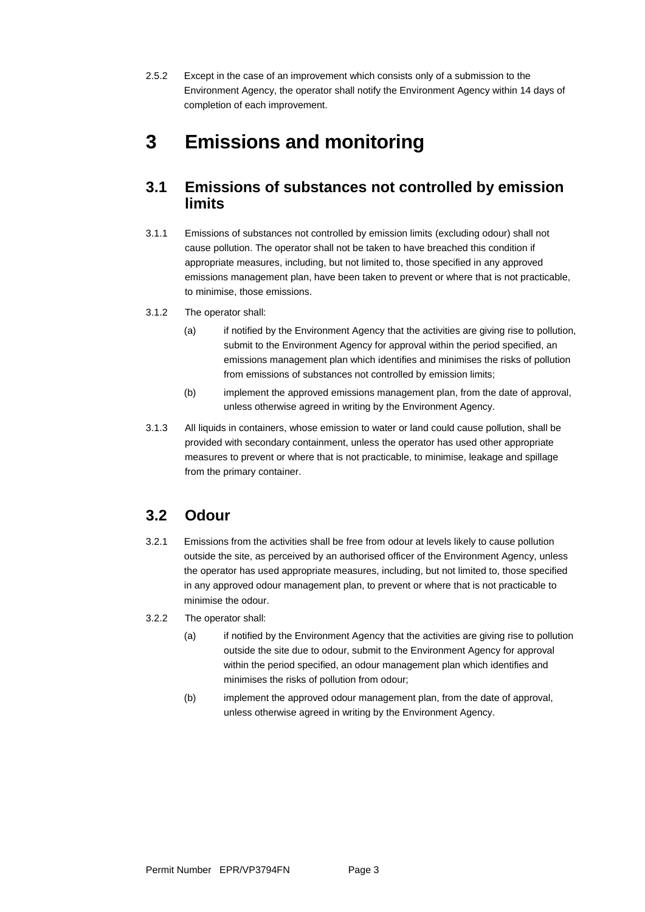2.5.2 Except in the case of an improvement which consists only of a submission to the Environment Agency, the operator shall notify the Environment Agency within 14 days of completion of each improvement.

# 3 Emissions and monitoring

## 3.1 Emissions of substances not controlled by emission limits

3.1.1 Emissions of substances not controlled by emission limits (excluding odour) shall not cause pollution. The operator shall not be taken to have breached this condition if appropriate measures, including, but not limited to, those specified in any approved emissions management plan, have been taken to prevent or where that is not practicable, to minimise, those emissions.

3.1.2 The operator shall:

(a) if notified by the Environment Agency that the activities are giving rise to pollution, submit to the Environment Agency for approval within the period specified, an emissions management plan which identifies and minimises the risks of pollution from emissions of substances not controlled by emission limits;

(b) implement the approved emissions management plan, from the date of approval, unless otherwise agreed in writing by the Environment Agency.

3.1.3 All liquids in containers, whose emission to water or land could cause pollution, shall be provided with secondary containment, unless the operator has used other appropriate measures to prevent or where that is not practicable, to minimise, leakage and spillage from the primary container.

## 3.2 Odour

3.2.1 Emissions from the activities shall be free from odour at levels likely to cause pollution outside the site, as perceived by an authorised officer of the Environment Agency, unless the operator has used appropriate measures, including, but not limited to, those specified in any approved odour management plan, to prevent or where that is not practicable to minimise the odour.

3.2.2 The operator shall:

(a) if notified by the Environment Agency that the activities are giving rise to pollution outside the site due to odour, submit to the Environment Agency for approval within the period specified, an odour management plan which identifies and minimises the risks of pollution from odour;

(b) implement the approved odour management plan, from the date of approval, unless otherwise agreed in writing by the Environment Agency.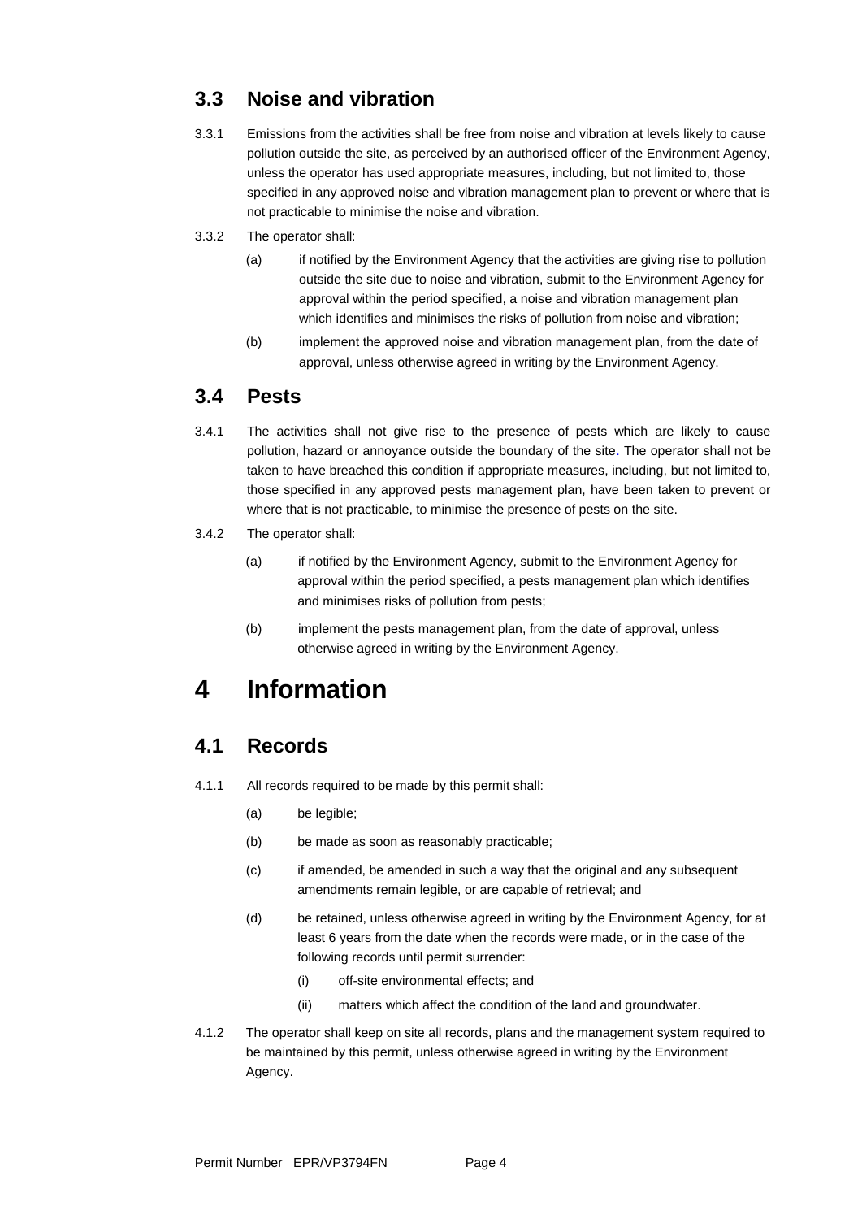## 3.3 Noise and vibration

3.3.1 Emissions from the activities shall be free from noise and vibration at levels likely to cause pollution outside the site, as perceived by an authorised officer of the Environment Agency, unless the operator has used appropriate measures, including, but not limited to, those specified in any approved noise and vibration management plan to prevent or where that is not practicable to minimise the noise and vibration.

3.3.2 The operator shall:

(a) if notified by the Environment Agency that the activities are giving rise to pollution outside the site due to noise and vibration, submit to the Environment Agency for approval within the period specified, a noise and vibration management plan which identifies and minimises the risks of pollution from noise and vibration;

(b) implement the approved noise and vibration management plan, from the date of approval, unless otherwise agreed in writing by the Environment Agency.

## 3.4 Pests

3.4.1 The activities shall not give rise to the presence of pests which are likely to cause pollution, hazard or annoyance outside the boundary of the site. The operator shall not be taken to have breached this condition if appropriate measures, including, but not limited to, those specified in any approved pests management plan, have been taken to prevent or where that is not practicable, to minimise the presence of pests on the site.

3.4.2 The operator shall:

(a) if notified by the Environment Agency, submit to the Environment Agency for approval within the period specified, a pests management plan which identifies and minimises risks of pollution from pests;

(b) implement the pests management plan, from the date of approval, unless otherwise agreed in writing by the Environment Agency.

# 4 Information

## 4.1 Records

4.1.1 All records required to be made by this permit shall:

(a) be legible;

(b) be made as soon as reasonably practicable;

(c) if amended, be amended in such a way that the original and any subsequent amendments remain legible, or are capable of retrieval; and

(d) be retained, unless otherwise agreed in writing by the Environment Agency, for at least 6 years from the date when the records were made, or in the case of the following records until permit surrender:

(i) off-site environmental effects; and

(ii) matters which affect the condition of the land and groundwater.

4.1.2 The operator shall keep on site all records, plans and the management system required to be maintained by this permit, unless otherwise agreed in writing by the Environment Agency.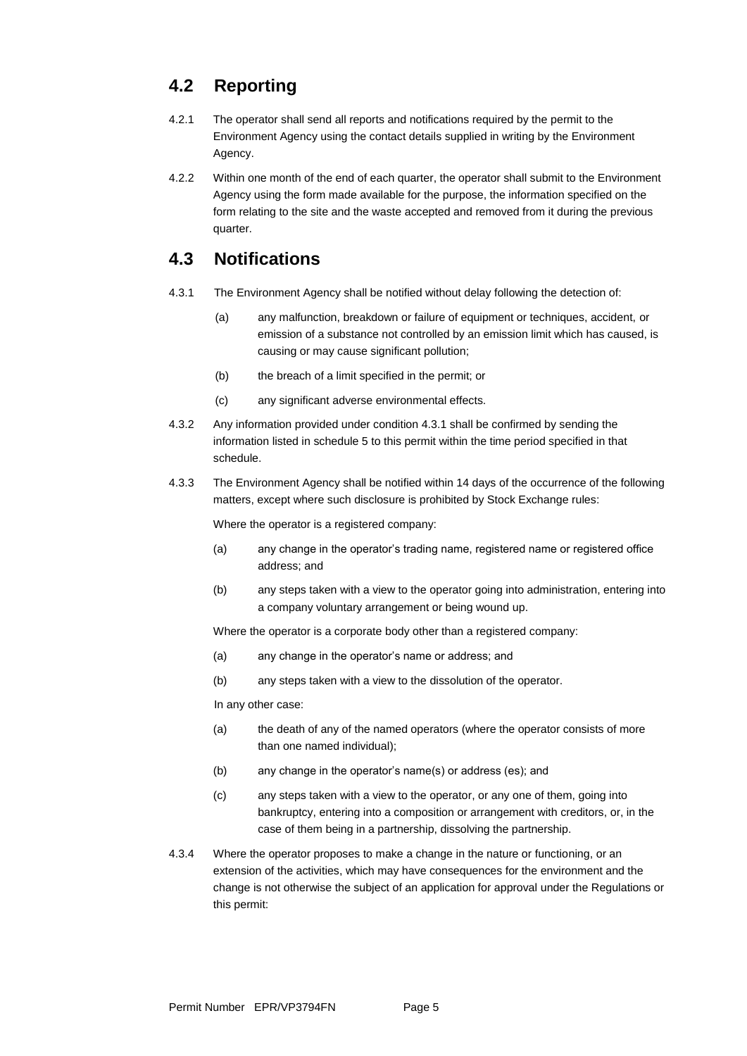## 4.2 Reporting

4.2.1 The operator shall send all reports and notifications required by the permit to the Environment Agency using the contact details supplied in writing by the Environment Agency.

4.2.2 Within one month of the end of each quarter, the operator shall submit to the Environment Agency using the form made available for the purpose, the information specified on the form relating to the site and the waste accepted and removed from it during the previous quarter.

## 4.3 Notifications

4.3.1 The Environment Agency shall be notified without delay following the detection of:

(a) any malfunction, breakdown or failure of equipment or techniques, accident, or emission of a substance not controlled by an emission limit which has caused, is causing or may cause significant pollution;

(b) the breach of a limit specified in the permit; or

(c) any significant adverse environmental effects.

4.3.2 Any information provided under condition 4.3.1 shall be confirmed by sending the information listed in schedule 5 to this permit within the time period specified in that schedule.

4.3.3 The Environment Agency shall be notified within 14 days of the occurrence of the following matters, except where such disclosure is prohibited by Stock Exchange rules:

Where the operator is a registered company:

(a) any change in the operator's trading name, registered name or registered office address; and

(b) any steps taken with a view to the operator going into administration, entering into a company voluntary arrangement or being wound up.

Where the operator is a corporate body other than a registered company:

(a) any change in the operator's name or address; and

(b) any steps taken with a view to the dissolution of the operator.

In any other case:

(a) the death of any of the named operators (where the operator consists of more than one named individual);

(b) any change in the operator's name(s) or address (es); and

(c) any steps taken with a view to the operator, or any one of them, going into bankruptcy, entering into a composition or arrangement with creditors, or, in the case of them being in a partnership, dissolving the partnership.

4.3.4 Where the operator proposes to make a change in the nature or functioning, or an extension of the activities, which may have consequences for the environment and the change is not otherwise the subject of an application for approval under the Regulations or this permit: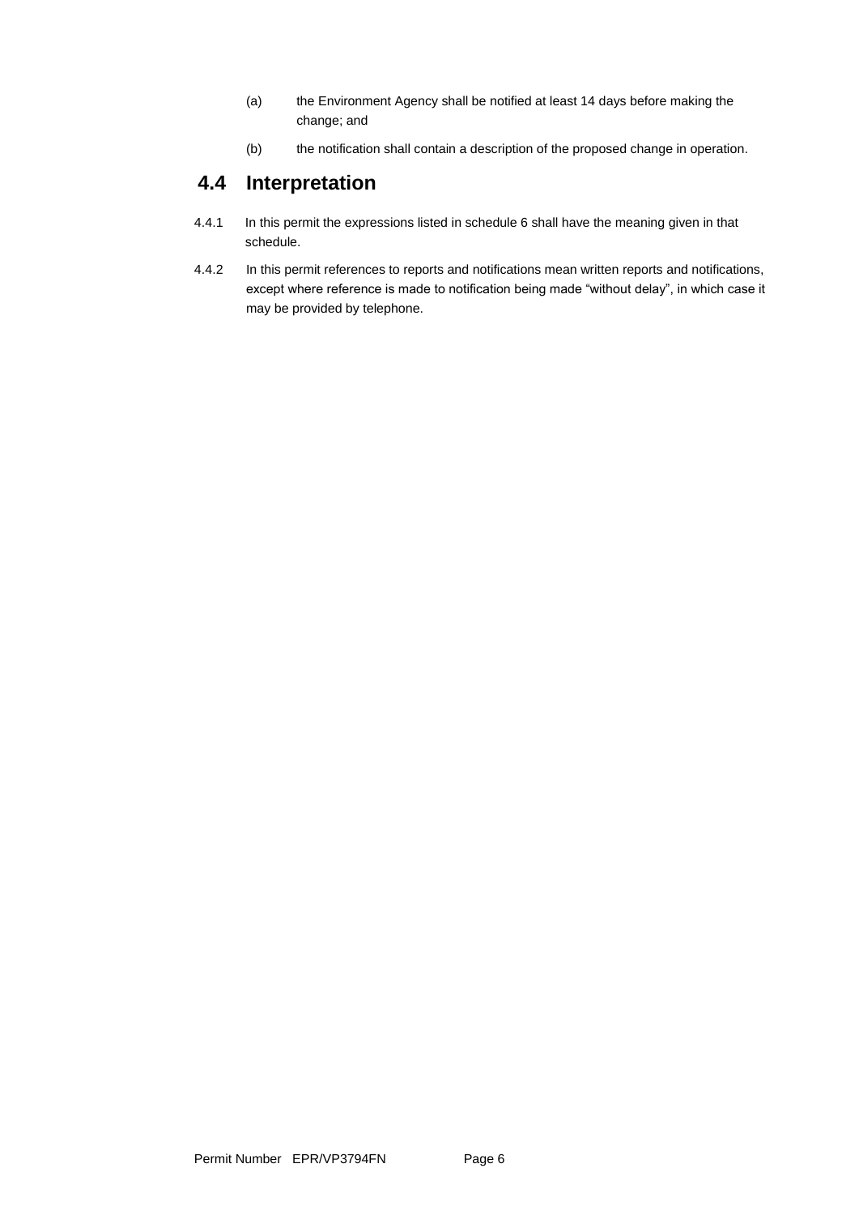(a) the Environment Agency shall be notified at least 14 days before making the change; and

(b) the notification shall contain a description of the proposed change in operation.

## 4.4 Interpretation

4.4.1 In this permit the expressions listed in schedule 6 shall have the meaning given in that schedule.

4.4.2 In this permit references to reports and notifications mean written reports and notifications, except where reference is made to notification being made "without delay", in which case it may be provided by telephone.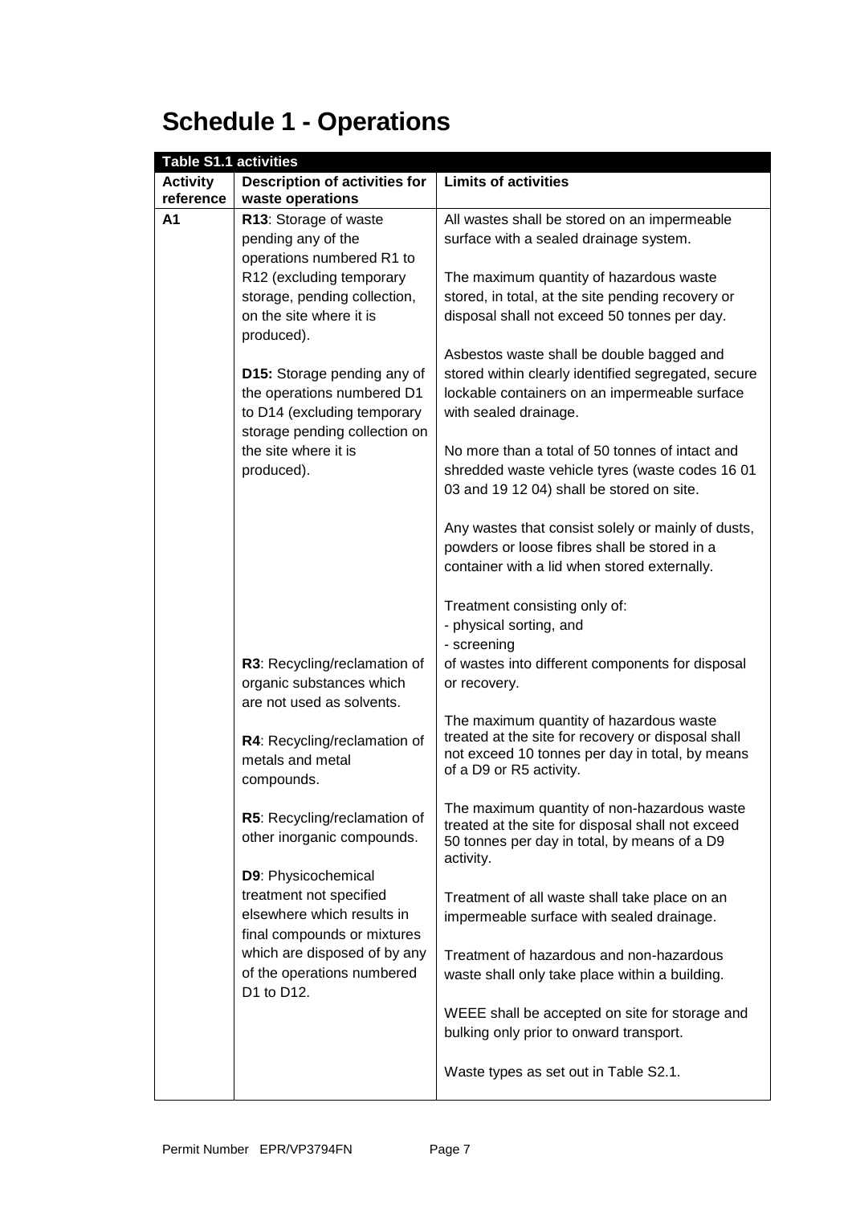# Schedule 1 - Operations

| Table S1.1 activities | | |
|---|---|---|
| **Activity reference** | **Description of activities for waste operations** | **Limits of activities** |
| **A1** | **R13**: Storage of waste pending any of the operations numbered R1 to R12 (excluding temporary storage, pending collection, on the site where it is produced).<br><br>**D15:** Storage pending any of the operations numbered D1 to D14 (excluding temporary storage pending collection on the site where it is produced). | All wastes shall be stored on an impermeable surface with a sealed drainage system.<br><br>The maximum quantity of hazardous waste stored, in total, at the site pending recovery or disposal shall not exceed 50 tonnes per day.<br><br>Asbestos waste shall be double bagged and stored within clearly identified segregated, secure lockable containers on an impermeable surface with sealed drainage.<br><br>No more than a total of 50 tonnes of intact and shredded waste vehicle tyres (waste codes 16 01 03 and 19 12 04) shall be stored on site.<br><br>Any wastes that consist solely or mainly of dusts, powders or loose fibres shall be stored in a container with a lid when stored externally. |
| | **R3**: Recycling/reclamation of organic substances which are not used as solvents.<br><br>**R4**: Recycling/reclamation of metals and metal compounds.<br><br>**R5**: Recycling/reclamation of other inorganic compounds.<br><br>**D9**: Physicochemical treatment not specified elsewhere which results in final compounds or mixtures which are disposed of by any of the operations numbered D1 to D12. | Treatment consisting only of:<br>- physical sorting, and<br>- screening<br>of wastes into different components for disposal or recovery.<br><br>The maximum quantity of hazardous waste treated at the site for recovery or disposal shall not exceed 10 tonnes per day in total, by means of a D9 or R5 activity.<br><br>The maximum quantity of non-hazardous waste treated at the site for disposal shall not exceed 50 tonnes per day in total, by means of a D9 activity.<br><br>Treatment of all waste shall take place on an impermeable surface with sealed drainage.<br><br>Treatment of hazardous and non-hazardous waste shall only take place within a building.<br><br>WEEE shall be accepted on site for storage and bulking only prior to onward transport.<br><br>Waste types as set out in Table S2.1. |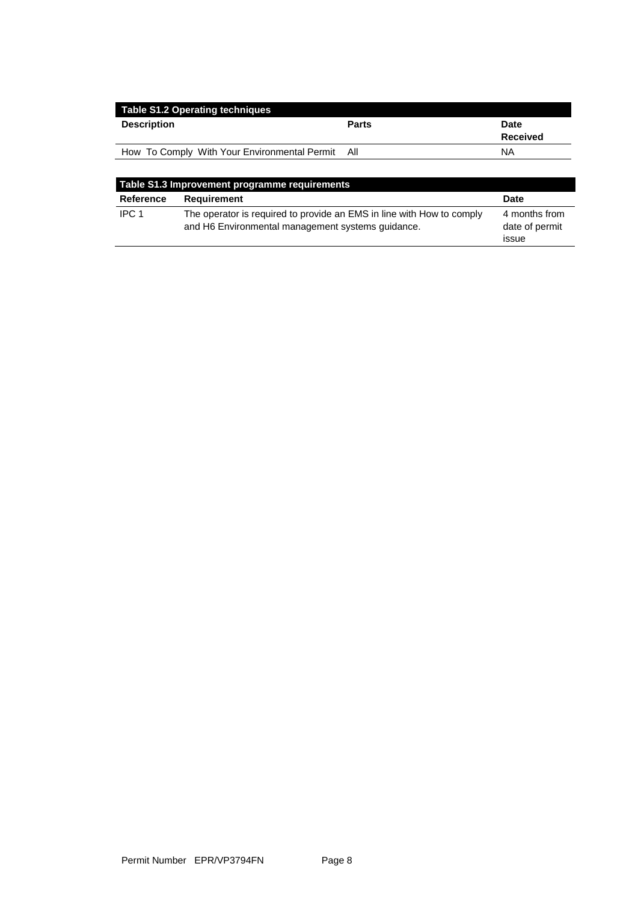| Table S1.2 Operating techniques | | |
|---|---|---|
| **Description** | **Parts** | **Date Received** |
| How To Comply With Your Environmental Permit | All | NA |

| Table S1.3 Improvement programme requirements | | |
|---|---|---|
| **Reference** | **Requirement** | **Date** |
| IPC 1 | The operator is required to provide an EMS in line with How to comply and H6 Environmental management systems guidance. | 4 months from date of permit issue |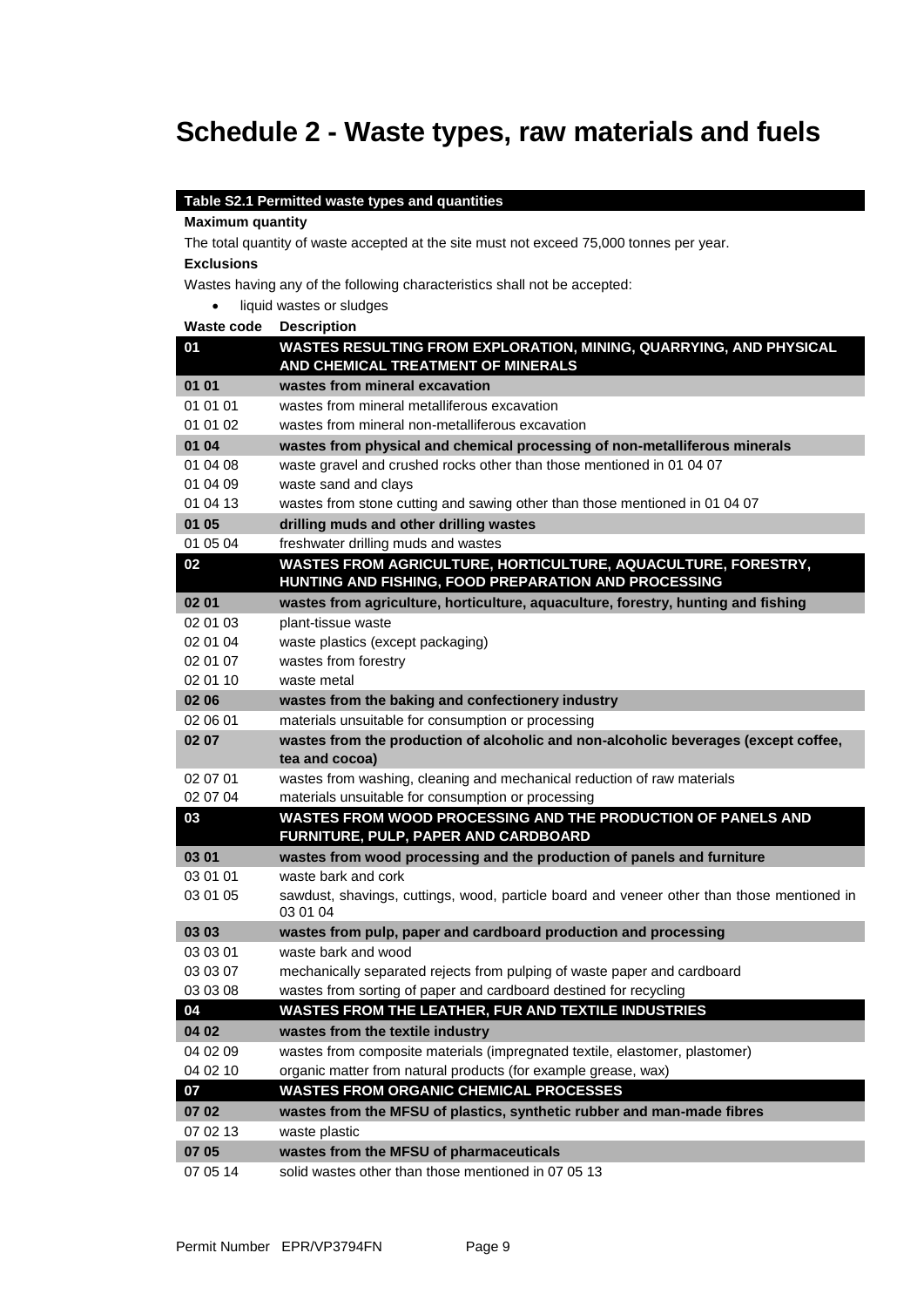# Schedule 2 - Waste types, raw materials and fuels

**Table S2.1 Permitted waste types and quantities**

**Maximum quantity**

The total quantity of waste accepted at the site must not exceed 75,000 tonnes per year.

**Exclusions**

Wastes having any of the following characteristics shall not be accepted:

- liquid wastes or sludges

| Waste code | Description |
|---|---|
| **01** | **WASTES RESULTING FROM EXPLORATION, MINING, QUARRYING, AND PHYSICAL AND CHEMICAL TREATMENT OF MINERALS** |
| **01 01** | **wastes from mineral excavation** |
| 01 01 01 | wastes from mineral metalliferous excavation |
| 01 01 02 | wastes from mineral non-metalliferous excavation |
| **01 04** | **wastes from physical and chemical processing of non-metalliferous minerals** |
| 01 04 08 | waste gravel and crushed rocks other than those mentioned in 01 04 07 |
| 01 04 09 | waste sand and clays |
| 01 04 13 | wastes from stone cutting and sawing other than those mentioned in 01 04 07 |
| **01 05** | **drilling muds and other drilling wastes** |
| 01 05 04 | freshwater drilling muds and wastes |
| **02** | **WASTES FROM AGRICULTURE, HORTICULTURE, AQUACULTURE, FORESTRY, HUNTING AND FISHING, FOOD PREPARATION AND PROCESSING** |
| **02 01** | **wastes from agriculture, horticulture, aquaculture, forestry, hunting and fishing** |
| 02 01 03 | plant-tissue waste |
| 02 01 04 | waste plastics (except packaging) |
| 02 01 07 | wastes from forestry |
| 02 01 10 | waste metal |
| **02 06** | **wastes from the baking and confectionery industry** |
| 02 06 01 | materials unsuitable for consumption or processing |
| **02 07** | **wastes from the production of alcoholic and non-alcoholic beverages (except coffee, tea and cocoa)** |
| 02 07 01 | wastes from washing, cleaning and mechanical reduction of raw materials |
| 02 07 04 | materials unsuitable for consumption or processing |
| **03** | **WASTES FROM WOOD PROCESSING AND THE PRODUCTION OF PANELS AND FURNITURE, PULP, PAPER AND CARDBOARD** |
| **03 01** | **wastes from wood processing and the production of panels and furniture** |
| 03 01 01 | waste bark and cork |
| 03 01 05 | sawdust, shavings, cuttings, wood, particle board and veneer other than those mentioned in 03 01 04 |
| **03 03** | **wastes from pulp, paper and cardboard production and processing** |
| 03 03 01 | waste bark and wood |
| 03 03 07 | mechanically separated rejects from pulping of waste paper and cardboard |
| 03 03 08 | wastes from sorting of paper and cardboard destined for recycling |
| **04** | **WASTES FROM THE LEATHER, FUR AND TEXTILE INDUSTRIES** |
| **04 02** | **wastes from the textile industry** |
| 04 02 09 | wastes from composite materials (impregnated textile, elastomer, plastomer) |
| 04 02 10 | organic matter from natural products (for example grease, wax) |
| **07** | **WASTES FROM ORGANIC CHEMICAL PROCESSES** |
| **07 02** | **wastes from the MFSU of plastics, synthetic rubber and man-made fibres** |
| 07 02 13 | waste plastic |
| **07 05** | **wastes from the MFSU of pharmaceuticals** |
| 07 05 14 | solid wastes other than those mentioned in 07 05 13 |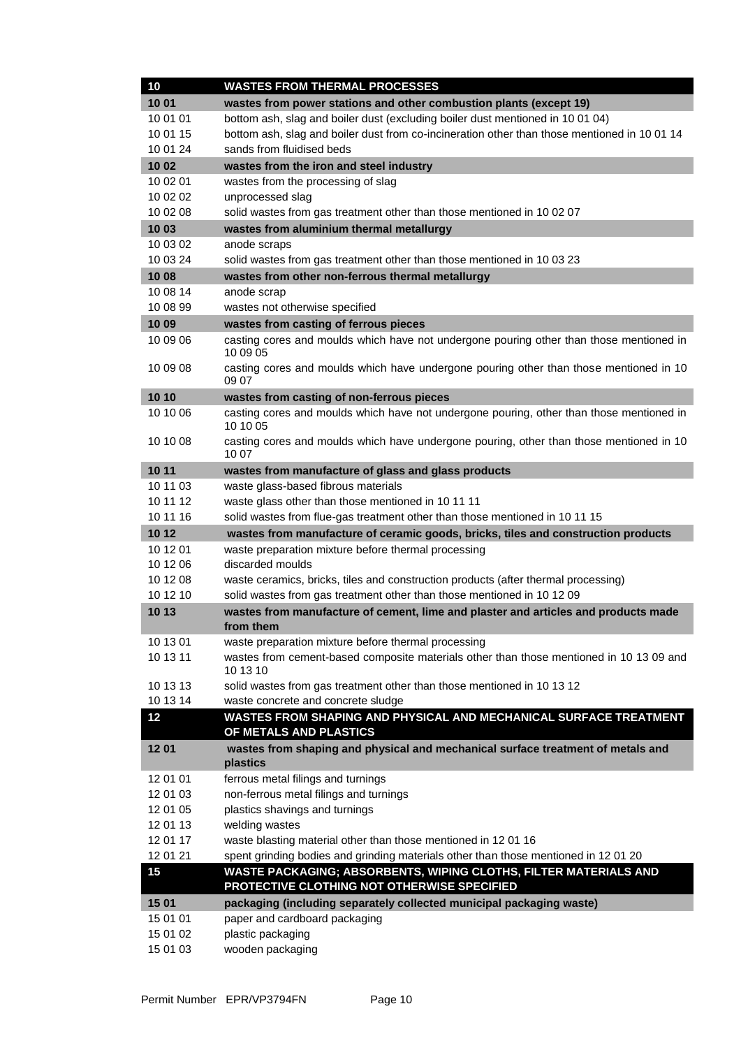| 10 | WASTES FROM THERMAL PROCESSES |
|---|---|
| **10 01** | **wastes from power stations and other combustion plants (except 19)** |
| 10 01 01 | bottom ash, slag and boiler dust (excluding boiler dust mentioned in 10 01 04) |
| 10 01 15 | bottom ash, slag and boiler dust from co-incineration other than those mentioned in 10 01 14 |
| 10 01 24 | sands from fluidised beds |
| **10 02** | **wastes from the iron and steel industry** |
| 10 02 01 | wastes from the processing of slag |
| 10 02 02 | unprocessed slag |
| 10 02 08 | solid wastes from gas treatment other than those mentioned in 10 02 07 |
| **10 03** | **wastes from aluminium thermal metallurgy** |
| 10 03 02 | anode scraps |
| 10 03 24 | solid wastes from gas treatment other than those mentioned in 10 03 23 |
| **10 08** | **wastes from other non-ferrous thermal metallurgy** |
| 10 08 14 | anode scrap |
| 10 08 99 | wastes not otherwise specified |
| **10 09** | **wastes from casting of ferrous pieces** |
| 10 09 06 | casting cores and moulds which have not undergone pouring other than those mentioned in 10 09 05 |
| 10 09 08 | casting cores and moulds which have undergone pouring other than those mentioned in 10 09 07 |
| **10 10** | **wastes from casting of non-ferrous pieces** |
| 10 10 06 | casting cores and moulds which have not undergone pouring, other than those mentioned in 10 10 05 |
| 10 10 08 | casting cores and moulds which have undergone pouring, other than those mentioned in 10 10 07 |
| **10 11** | **wastes from manufacture of glass and glass products** |
| 10 11 03 | waste glass-based fibrous materials |
| 10 11 12 | waste glass other than those mentioned in 10 11 11 |
| 10 11 16 | solid wastes from flue-gas treatment other than those mentioned in 10 11 15 |
| **10 12** | **wastes from manufacture of ceramic goods, bricks, tiles and construction products** |
| 10 12 01 | waste preparation mixture before thermal processing |
| 10 12 06 | discarded moulds |
| 10 12 08 | waste ceramics, bricks, tiles and construction products (after thermal processing) |
| 10 12 10 | solid wastes from gas treatment other than those mentioned in 10 12 09 |
| **10 13** | **wastes from manufacture of cement, lime and plaster and articles and products made from them** |
| 10 13 01 | waste preparation mixture before thermal processing |
| 10 13 11 | wastes from cement-based composite materials other than those mentioned in 10 13 09 and 10 13 10 |
| 10 13 13 | solid wastes from gas treatment other than those mentioned in 10 13 12 |
| 10 13 14 | waste concrete and concrete sludge |
| **12** | **WASTES FROM SHAPING AND PHYSICAL AND MECHANICAL SURFACE TREATMENT OF METALS AND PLASTICS** |
| **12 01** | **wastes from shaping and physical and mechanical surface treatment of metals and plastics** |
| 12 01 01 | ferrous metal filings and turnings |
| 12 01 03 | non-ferrous metal filings and turnings |
| 12 01 05 | plastics shavings and turnings |
| 12 01 13 | welding wastes |
| 12 01 17 | waste blasting material other than those mentioned in 12 01 16 |
| 12 01 21 | spent grinding bodies and grinding materials other than those mentioned in 12 01 20 |
| **15** | **WASTE PACKAGING; ABSORBENTS, WIPING CLOTHS, FILTER MATERIALS AND PROTECTIVE CLOTHING NOT OTHERWISE SPECIFIED** |
| **15 01** | **packaging (including separately collected municipal packaging waste)** |
| 15 01 01 | paper and cardboard packaging |
| 15 01 02 | plastic packaging |
| 15 01 03 | wooden packaging |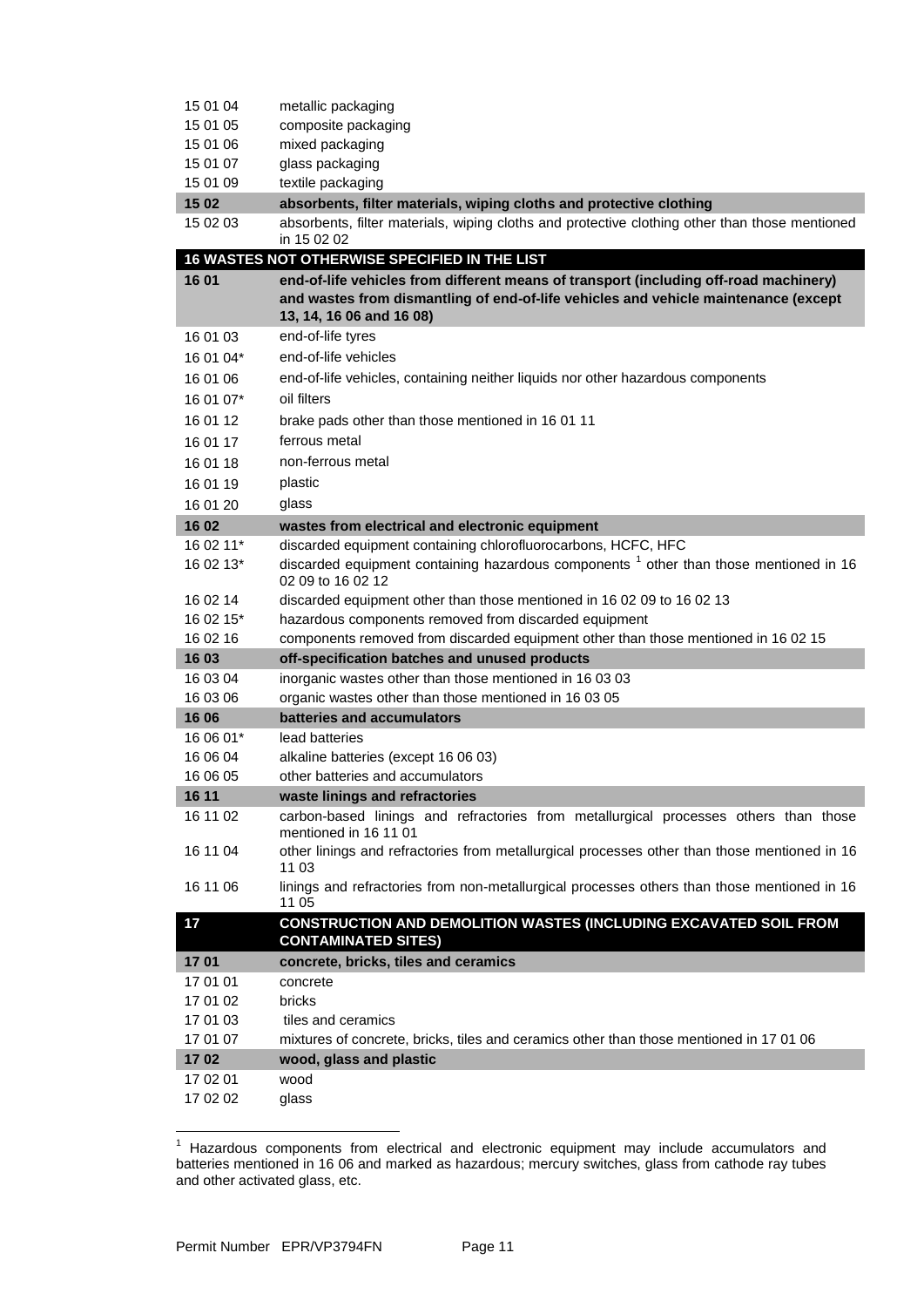| | |
|---|---|
| 15 01 04 | metallic packaging |
| 15 01 05 | composite packaging |
| 15 01 06 | mixed packaging |
| 15 01 07 | glass packaging |
| 15 01 09 | textile packaging |
| **15 02** | **absorbents, filter materials, wiping cloths and protective clothing** |
| 15 02 03 | absorbents, filter materials, wiping cloths and protective clothing other than those mentioned in 15 02 02 |
| **16 WASTES NOT OTHERWISE SPECIFIED IN THE LIST** | |
| **16 01** | **end-of-life vehicles from different means of transport (including off-road machinery) and wastes from dismantling of end-of-life vehicles and vehicle maintenance (except 13, 14, 16 06 and 16 08)** |
| 16 01 03 | end-of-life tyres |
| 16 01 04* | end-of-life vehicles |
| 16 01 06 | end-of-life vehicles, containing neither liquids nor other hazardous components |
| 16 01 07* | oil filters |
| 16 01 12 | brake pads other than those mentioned in 16 01 11 |
| 16 01 17 | ferrous metal |
| 16 01 18 | non-ferrous metal |
| 16 01 19 | plastic |
| 16 01 20 | glass |
| **16 02** | **wastes from electrical and electronic equipment** |
| 16 02 11* | discarded equipment containing chlorofluorocarbons, HCFC, HFC |
| 16 02 13* | discarded equipment containing hazardous components [1] other than those mentioned in 16 02 09 to 16 02 12 |
| 16 02 14 | discarded equipment other than those mentioned in 16 02 09 to 16 02 13 |
| 16 02 15* | hazardous components removed from discarded equipment |
| 16 02 16 | components removed from discarded equipment other than those mentioned in 16 02 15 |
| **16 03** | **off-specification batches and unused products** |
| 16 03 04 | inorganic wastes other than those mentioned in 16 03 03 |
| 16 03 06 | organic wastes other than those mentioned in 16 03 05 |
| **16 06** | **batteries and accumulators** |
| 16 06 01* | lead batteries |
| 16 06 04 | alkaline batteries (except 16 06 03) |
| 16 06 05 | other batteries and accumulators |
| **16 11** | **waste linings and refractories** |
| 16 11 02 | carbon-based linings and refractories from metallurgical processes others than those mentioned in 16 11 01 |
| 16 11 04 | other linings and refractories from metallurgical processes other than those mentioned in 16 11 03 |
| 16 11 06 | linings and refractories from non-metallurgical processes others than those mentioned in 16 11 05 |
| **17** | **CONSTRUCTION AND DEMOLITION WASTES (INCLUDING EXCAVATED SOIL FROM CONTAMINATED SITES)** |
| **17 01** | **concrete, bricks, tiles and ceramics** |
| 17 01 01 | concrete |
| 17 01 02 | bricks |
| 17 01 03 | tiles and ceramics |
| 17 01 07 | mixtures of concrete, bricks, tiles and ceramics other than those mentioned in 17 01 06 |
| **17 02** | **wood, glass and plastic** |
| 17 02 01 | wood |
| 17 02 02 | glass |

[1] Hazardous components from electrical and electronic equipment may include accumulators and batteries mentioned in 16 06 and marked as hazardous; mercury switches, glass from cathode ray tubes and other activated glass, etc.

Permit Number EPR/VP3794FN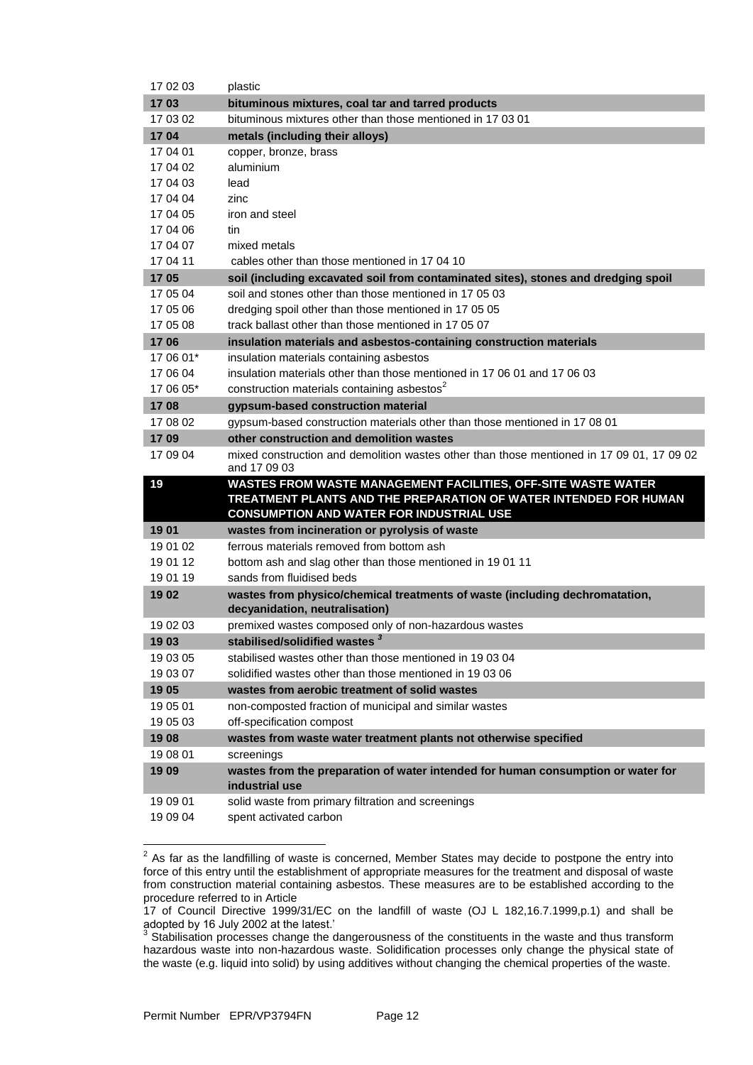| | |
|---|---|
| 17 02 03 | plastic |
| **17 03** | **bituminous mixtures, coal tar and tarred products** |
| 17 03 02 | bituminous mixtures other than those mentioned in 17 03 01 |
| **17 04** | **metals (including their alloys)** |
| 17 04 01 | copper, bronze, brass |
| 17 04 02 | aluminium |
| 17 04 03 | lead |
| 17 04 04 | zinc |
| 17 04 05 | iron and steel |
| 17 04 06 | tin |
| 17 04 07 | mixed metals |
| 17 04 11 | cables other than those mentioned in 17 04 10 |
| **17 05** | **soil (including excavated soil from contaminated sites), stones and dredging spoil** |
| 17 05 04 | soil and stones other than those mentioned in 17 05 03 |
| 17 05 06 | dredging spoil other than those mentioned in 17 05 05 |
| 17 05 08 | track ballast other than those mentioned in 17 05 07 |
| **17 06** | **insulation materials and asbestos-containing construction materials** |
| 17 06 01* | insulation materials containing asbestos |
| 17 06 04 | insulation materials other than those mentioned in 17 06 01 and 17 06 03 |
| 17 06 05* | construction materials containing asbestos[2] |
| **17 08** | **gypsum-based construction material** |
| 17 08 02 | gypsum-based construction materials other than those mentioned in 17 08 01 |
| **17 09** | **other construction and demolition wastes** |
| 17 09 04 | mixed construction and demolition wastes other than those mentioned in 17 09 01, 17 09 02 and 17 09 03 |
| **19** | **WASTES FROM WASTE MANAGEMENT FACILITIES, OFF-SITE WASTE WATER TREATMENT PLANTS AND THE PREPARATION OF WATER INTENDED FOR HUMAN CONSUMPTION AND WATER FOR INDUSTRIAL USE** |
| **19 01** | **wastes from incineration or pyrolysis of waste** |
| 19 01 02 | ferrous materials removed from bottom ash |
| 19 01 12 | bottom ash and slag other than those mentioned in 19 01 11 |
| 19 01 19 | sands from fluidised beds |
| **19 02** | **wastes from physico/chemical treatments of waste (including dechromatation, decyanidation, neutralisation)** |
| 19 02 03 | premixed wastes composed only of non-hazardous wastes |
| **19 03** | **stabilised/solidified wastes [3]** |
| 19 03 05 | stabilised wastes other than those mentioned in 19 03 04 |
| 19 03 07 | solidified wastes other than those mentioned in 19 03 06 |
| **19 05** | **wastes from aerobic treatment of solid wastes** |
| 19 05 01 | non-composted fraction of municipal and similar wastes |
| 19 05 03 | off-specification compost |
| **19 08** | **wastes from waste water treatment plants not otherwise specified** |
| 19 08 01 | screenings |
| **19 09** | **wastes from the preparation of water intended for human consumption or water for industrial use** |
| 19 09 01 | solid waste from primary filtration and screenings |
| 19 09 04 | spent activated carbon |

[2] As far as the landfilling of waste is concerned, Member States may decide to postpone the entry into force of this entry until the establishment of appropriate measures for the treatment and disposal of waste from construction material containing asbestos. These measures are to be established according to the procedure referred to in Article
17 of Council Directive 1999/31/EC on the landfill of waste (OJ L 182,16.7.1999,p.1) and shall be adopted by 16 July 2002 at the latest.'

[3] Stabilisation processes change the dangerousness of the constituents in the waste and thus transform hazardous waste into non-hazardous waste. Solidification processes only change the physical state of the waste (e.g. liquid into solid) by using additives without changing the chemical properties of the waste.

Permit Number EPR/VP3794FN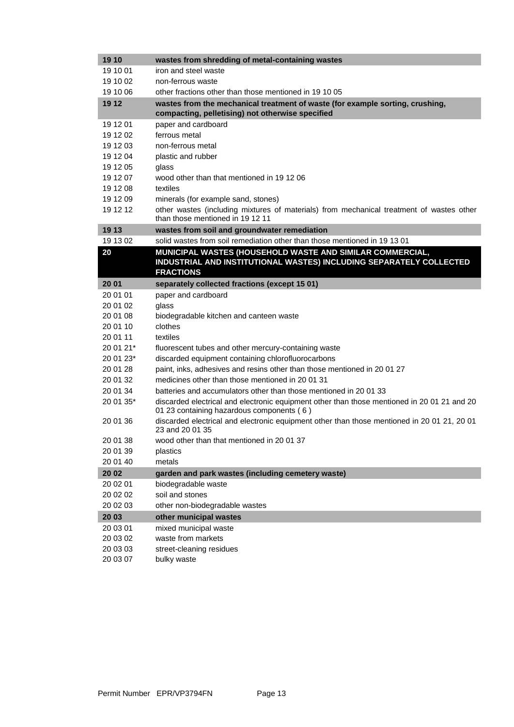| | |
|---|---|
| **19 10** | **wastes from shredding of metal-containing wastes** |
| 19 10 01 | iron and steel waste |
| 19 10 02 | non-ferrous waste |
| 19 10 06 | other fractions other than those mentioned in 19 10 05 |
| **19 12** | **wastes from the mechanical treatment of waste (for example sorting, crushing, compacting, pelletising) not otherwise specified** |
| 19 12 01 | paper and cardboard |
| 19 12 02 | ferrous metal |
| 19 12 03 | non-ferrous metal |
| 19 12 04 | plastic and rubber |
| 19 12 05 | glass |
| 19 12 07 | wood other than that mentioned in 19 12 06 |
| 19 12 08 | textiles |
| 19 12 09 | minerals (for example sand, stones) |
| 19 12 12 | other wastes (including mixtures of materials) from mechanical treatment of wastes other than those mentioned in 19 12 11 |
| **19 13** | **wastes from soil and groundwater remediation** |
| 19 13 02 | solid wastes from soil remediation other than those mentioned in 19 13 01 |
| **20** | **MUNICIPAL WASTES (HOUSEHOLD WASTE AND SIMILAR COMMERCIAL, INDUSTRIAL AND INSTITUTIONAL WASTES) INCLUDING SEPARATELY COLLECTED FRACTIONS** |
| **20 01** | **separately collected fractions (except 15 01)** |
| 20 01 01 | paper and cardboard |
| 20 01 02 | glass |
| 20 01 08 | biodegradable kitchen and canteen waste |
| 20 01 10 | clothes |
| 20 01 11 | textiles |
| 20 01 21* | fluorescent tubes and other mercury-containing waste |
| 20 01 23* | discarded equipment containing chlorofluorocarbons |
| 20 01 28 | paint, inks, adhesives and resins other than those mentioned in 20 01 27 |
| 20 01 32 | medicines other than those mentioned in 20 01 31 |
| 20 01 34 | batteries and accumulators other than those mentioned in 20 01 33 |
| 20 01 35* | discarded electrical and electronic equipment other than those mentioned in 20 01 21 and 20 01 23 containing hazardous components ( 6 ) |
| 20 01 36 | discarded electrical and electronic equipment other than those mentioned in 20 01 21, 20 01 23 and 20 01 35 |
| 20 01 38 | wood other than that mentioned in 20 01 37 |
| 20 01 39 | plastics |
| 20 01 40 | metals |
| **20 02** | **garden and park wastes (including cemetery waste)** |
| 20 02 01 | biodegradable waste |
| 20 02 02 | soil and stones |
| 20 02 03 | other non-biodegradable wastes |
| **20 03** | **other municipal wastes** |
| 20 03 01 | mixed municipal waste |
| 20 03 02 | waste from markets |
| 20 03 03 | street-cleaning residues |
| 20 03 07 | bulky waste |

Permit Number EPR/VP3794FN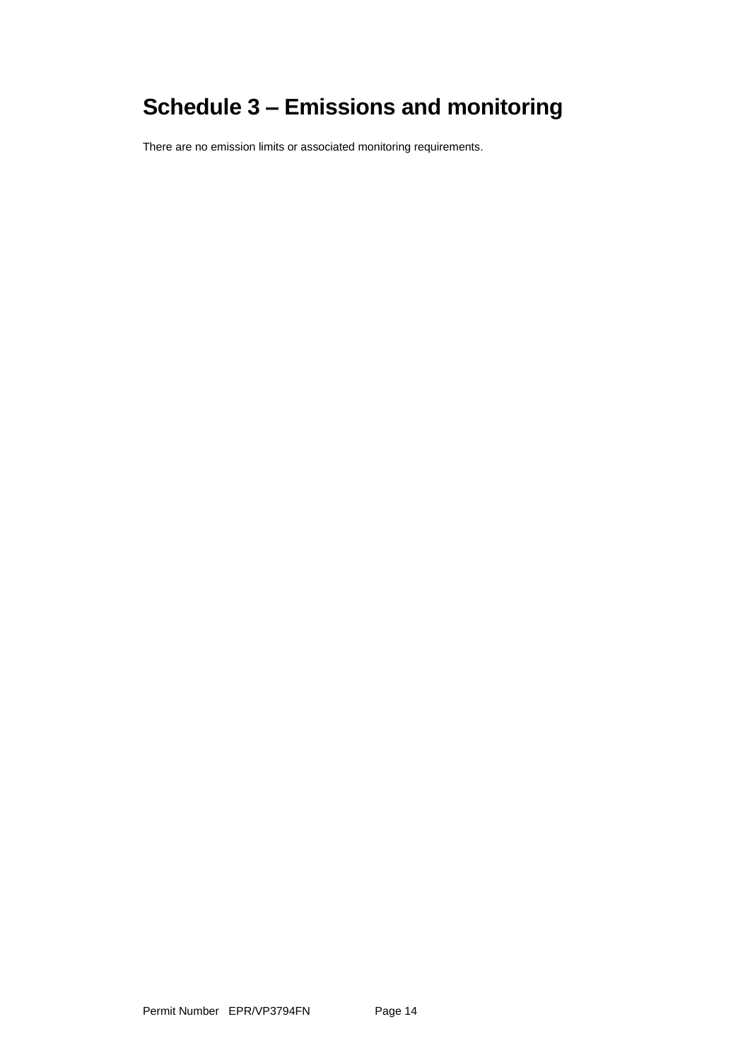# Schedule 3 – Emissions and monitoring

There are no emission limits or associated monitoring requirements.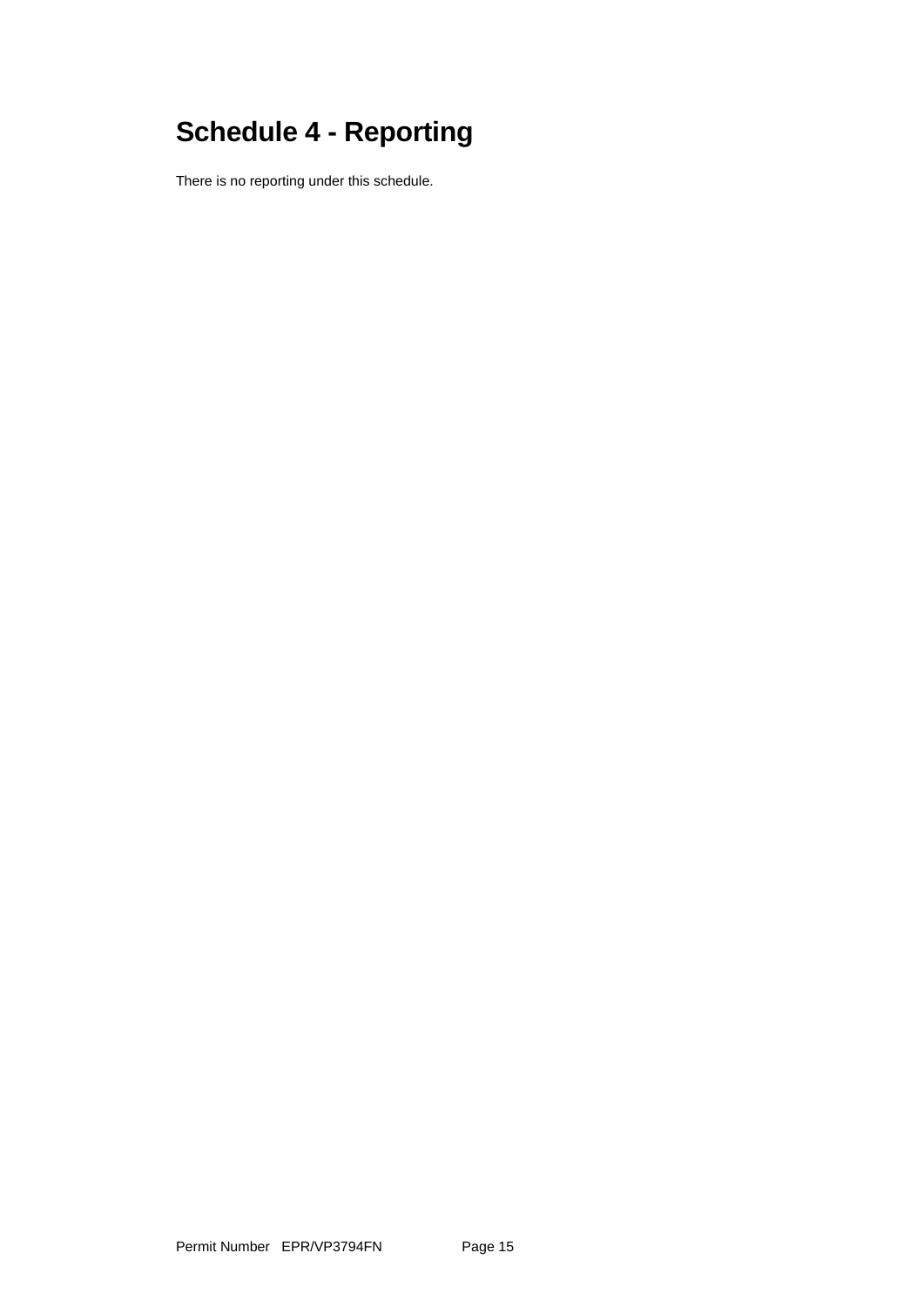# Schedule 4 - Reporting

There is no reporting under this schedule.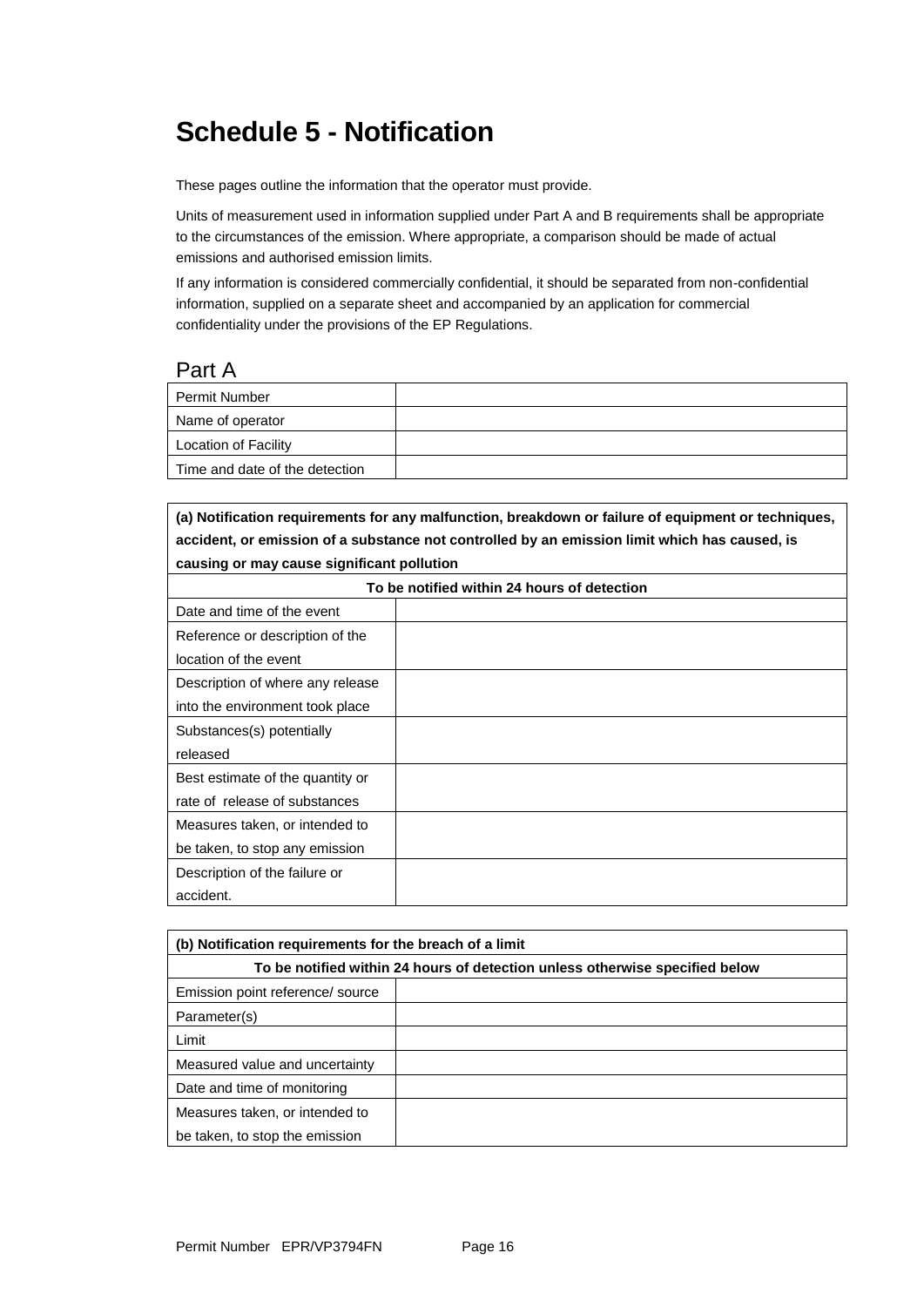# Schedule 5 - Notification

These pages outline the information that the operator must provide.

Units of measurement used in information supplied under Part A and B requirements shall be appropriate to the circumstances of the emission. Where appropriate, a comparison should be made of actual emissions and authorised emission limits.

If any information is considered commercially confidential, it should be separated from non-confidential information, supplied on a separate sheet and accompanied by an application for commercial confidentiality under the provisions of the EP Regulations.

## Part A

| | |
|---|---|
| Permit Number | |
| Name of operator | |
| Location of Facility | |
| Time and date of the detection | |

| **(a) Notification requirements for any malfunction, breakdown or failure of equipment or techniques, accident, or emission of a substance not controlled by an emission limit which has caused, is causing or may cause significant pollution** | |
|---|---|
| **To be notified within 24 hours of detection** | |
| Date and time of the event | |
| Reference or description of the location of the event | |
| Description of where any release into the environment took place | |
| Substances(s) potentially released | |
| Best estimate of the quantity or rate of release of substances | |
| Measures taken, or intended to be taken, to stop any emission | |
| Description of the failure or accident. | |

| **(b) Notification requirements for the breach of a limit** | |
|---|---|
| **To be notified within 24 hours of detection unless otherwise specified below** | |
| Emission point reference/ source | |
| Parameter(s) | |
| Limit | |
| Measured value and uncertainty | |
| Date and time of monitoring | |
| Measures taken, or intended to be taken, to stop the emission | |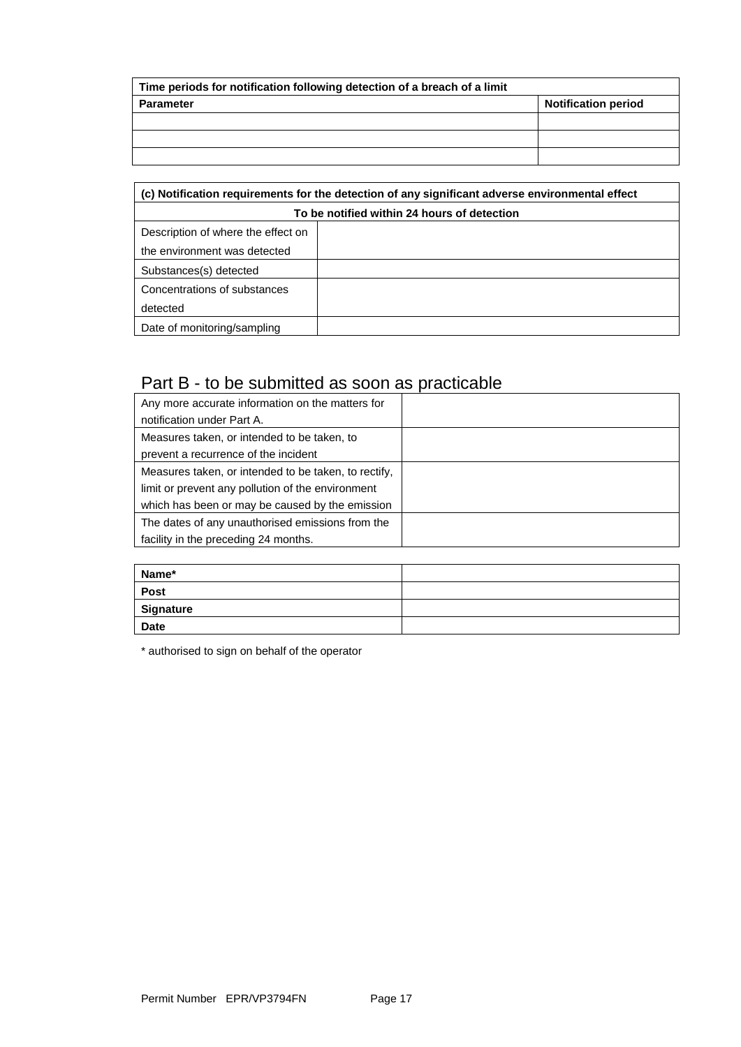| Time periods for notification following detection of a breach of a limit | |
|---|---|
| **Parameter** | **Notification period** |
| | |
| | |
| | |

| (c) Notification requirements for the detection of any significant adverse environmental effect | |
|---|---|
| **To be notified within 24 hours of detection** | |
| Description of where the effect on the environment was detected | |
| Substances(s) detected | |
| Concentrations of substances detected | |
| Date of monitoring/sampling | |

## Part B - to be submitted as soon as practicable

| | |
|---|---|
| Any more accurate information on the matters for notification under Part A. | |
| Measures taken, or intended to be taken, to prevent a recurrence of the incident | |
| Measures taken, or intended to be taken, to rectify, limit or prevent any pollution of the environment which has been or may be caused by the emission | |
| The dates of any unauthorised emissions from the facility in the preceding 24 months. | |

| | |
|---|---|
| **Name*** | |
| **Post** | |
| **Signature** | |
| **Date** | |

* authorised to sign on behalf of the operator

Permit Number EPR/VP3794FN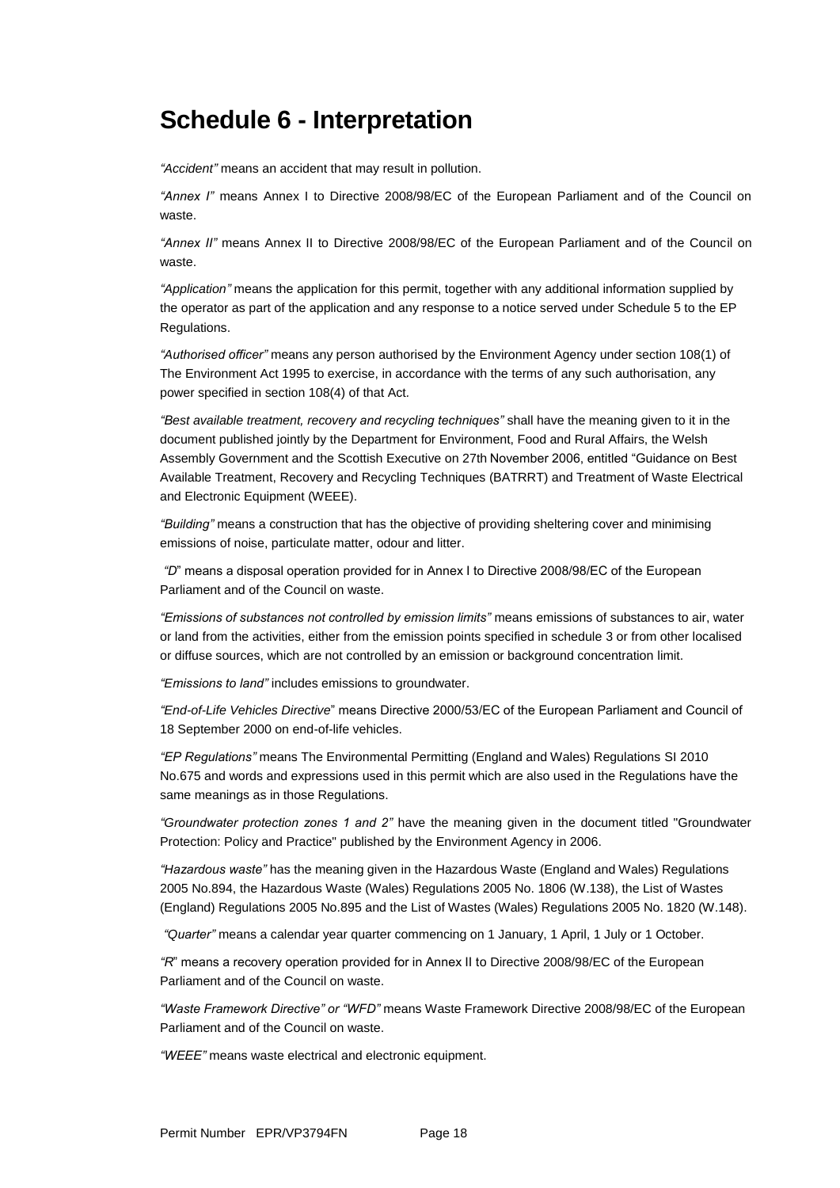# Schedule 6 - Interpretation

*"Accident"* means an accident that may result in pollution.

*"Annex I"* means Annex I to Directive 2008/98/EC of the European Parliament and of the Council on waste.

*"Annex II"* means Annex II to Directive 2008/98/EC of the European Parliament and of the Council on waste.

*"Application"* means the application for this permit, together with any additional information supplied by the operator as part of the application and any response to a notice served under Schedule 5 to the EP Regulations.

*"Authorised officer"* means any person authorised by the Environment Agency under section 108(1) of The Environment Act 1995 to exercise, in accordance with the terms of any such authorisation, any power specified in section 108(4) of that Act.

*"Best available treatment, recovery and recycling techniques"* shall have the meaning given to it in the document published jointly by the Department for Environment, Food and Rural Affairs, the Welsh Assembly Government and the Scottish Executive on 27th November 2006, entitled "Guidance on Best Available Treatment, Recovery and Recycling Techniques (BATRRT) and Treatment of Waste Electrical and Electronic Equipment (WEEE).

*"Building"* means a construction that has the objective of providing sheltering cover and minimising emissions of noise, particulate matter, odour and litter.

*"D"* means a disposal operation provided for in Annex I to Directive 2008/98/EC of the European Parliament and of the Council on waste.

*"Emissions of substances not controlled by emission limits"* means emissions of substances to air, water or land from the activities, either from the emission points specified in schedule 3 or from other localised or diffuse sources, which are not controlled by an emission or background concentration limit.

*"Emissions to land"* includes emissions to groundwater.

*"End-of-Life Vehicles Directive"* means Directive 2000/53/EC of the European Parliament and Council of 18 September 2000 on end-of-life vehicles.

*"EP Regulations"* means The Environmental Permitting (England and Wales) Regulations SI 2010 No.675 and words and expressions used in this permit which are also used in the Regulations have the same meanings as in those Regulations.

*"Groundwater protection zones 1 and 2"* have the meaning given in the document titled "Groundwater Protection: Policy and Practice" published by the Environment Agency in 2006.

*"Hazardous waste"* has the meaning given in the Hazardous Waste (England and Wales) Regulations 2005 No.894, the Hazardous Waste (Wales) Regulations 2005 No. 1806 (W.138), the List of Wastes (England) Regulations 2005 No.895 and the List of Wastes (Wales) Regulations 2005 No. 1820 (W.148).

*"Quarter"* means a calendar year quarter commencing on 1 January, 1 April, 1 July or 1 October.

*"R"* means a recovery operation provided for in Annex II to Directive 2008/98/EC of the European Parliament and of the Council on waste.

*"Waste Framework Directive" or "WFD"* means Waste Framework Directive 2008/98/EC of the European Parliament and of the Council on waste.

*"WEEE"* means waste electrical and electronic equipment.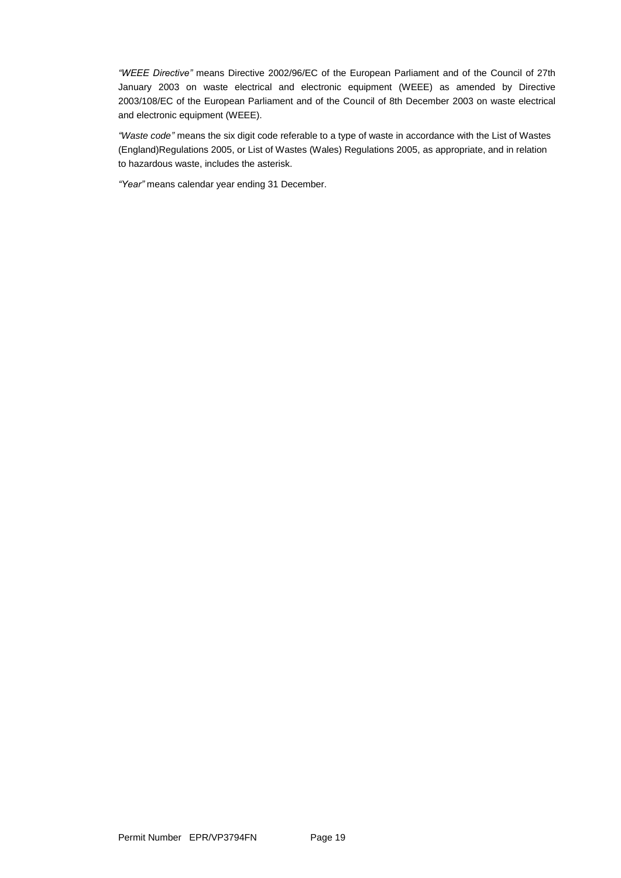*"WEEE Directive"* means Directive 2002/96/EC of the European Parliament and of the Council of 27th January 2003 on waste electrical and electronic equipment (WEEE) as amended by Directive 2003/108/EC of the European Parliament and of the Council of 8th December 2003 on waste electrical and electronic equipment (WEEE).

*"Waste code"* means the six digit code referable to a type of waste in accordance with the List of Wastes (England)Regulations 2005, or List of Wastes (Wales) Regulations 2005, as appropriate, and in relation to hazardous waste, includes the asterisk.

*"Year"* means calendar year ending 31 December.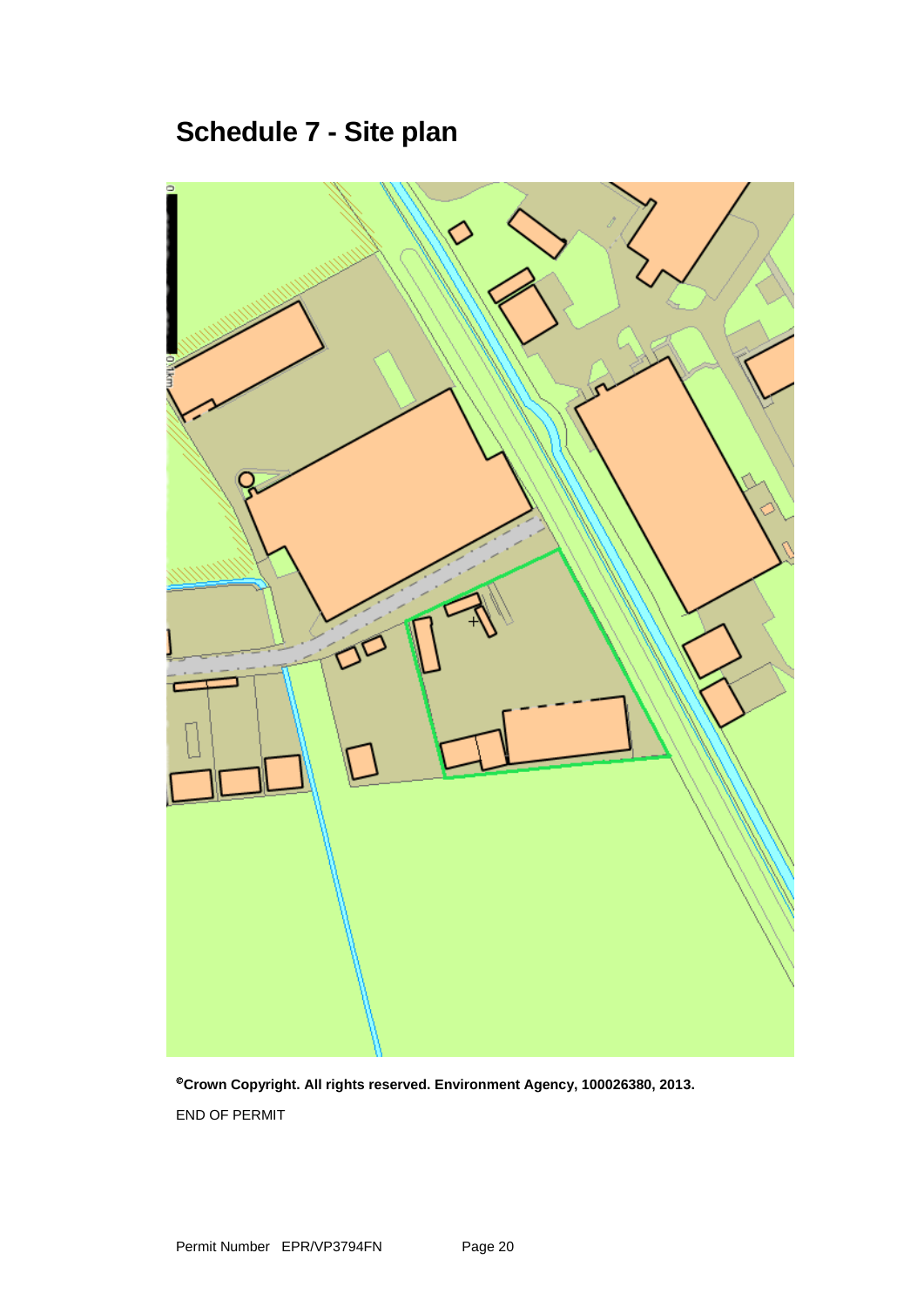# Schedule 7 - Site plan

0

0.1km

**©Crown Copyright. All rights reserved. Environment Agency, 100026380, 2013.**

END OF PERMIT